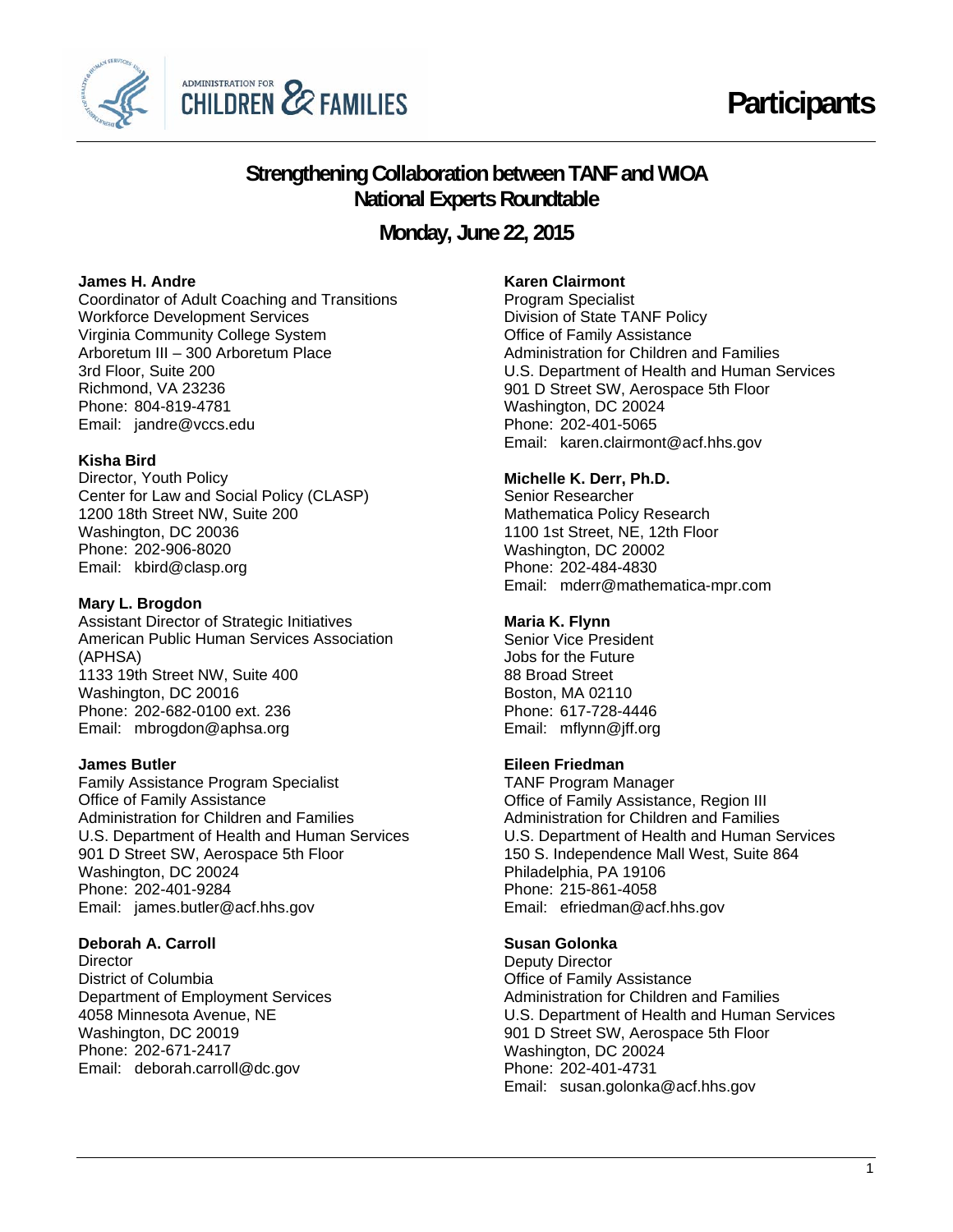# Participants

## Strengthening Collaboration between TANF and WIOA National Experts Roundtable

### Monday, June 22, 2015

**James H. Andre**
Coordinator of Adult Coaching and Transitions
Workforce Development Services
Virginia Community College System
Arboretum III – 300 Arboretum Place
3rd Floor, Suite 200
Richmond, VA 23236
Phone: 804-819-4781
Email: jandre@vccs.edu

**Kisha Bird**
Director, Youth Policy
Center for Law and Social Policy (CLASP)
1200 18th Street NW, Suite 200
Washington, DC 20036
Phone: 202-906-8020
Email: kbird@clasp.org

**Mary L. Brogdon**
Assistant Director of Strategic Initiatives
American Public Human Services Association (APHSA)
1133 19th Street NW, Suite 400
Washington, DC 20016
Phone: 202-682-0100 ext. 236
Email: mbrogdon@aphsa.org

**James Butler**
Family Assistance Program Specialist
Office of Family Assistance
Administration for Children and Families
U.S. Department of Health and Human Services
901 D Street SW, Aerospace 5th Floor
Washington, DC 20024
Phone: 202-401-9284
Email: james.butler@acf.hhs.gov

**Deborah A. Carroll**
Director
District of Columbia
Department of Employment Services
4058 Minnesota Avenue, NE
Washington, DC 20019
Phone: 202-671-2417
Email: deborah.carroll@dc.gov

**Karen Clairmont**
Program Specialist
Division of State TANF Policy
Office of Family Assistance
Administration for Children and Families
U.S. Department of Health and Human Services
901 D Street SW, Aerospace 5th Floor
Washington, DC 20024
Phone: 202-401-5065
Email: karen.clairmont@acf.hhs.gov

**Michelle K. Derr, Ph.D.**
Senior Researcher
Mathematica Policy Research
1100 1st Street, NE, 12th Floor
Washington, DC 20002
Phone: 202-484-4830
Email: mderr@mathematica-mpr.com

**Maria K. Flynn**
Senior Vice President
Jobs for the Future
88 Broad Street
Boston, MA 02110
Phone: 617-728-4446
Email: mflynn@jff.org

**Eileen Friedman**
TANF Program Manager
Office of Family Assistance, Region III
Administration for Children and Families
U.S. Department of Health and Human Services
150 S. Independence Mall West, Suite 864
Philadelphia, PA 19106
Phone: 215-861-4058
Email: efriedman@acf.hhs.gov

**Susan Golonka**
Deputy Director
Office of Family Assistance
Administration for Children and Families
U.S. Department of Health and Human Services
901 D Street SW, Aerospace 5th Floor
Washington, DC 20024
Phone: 202-401-4731
Email: susan.golonka@acf.hhs.gov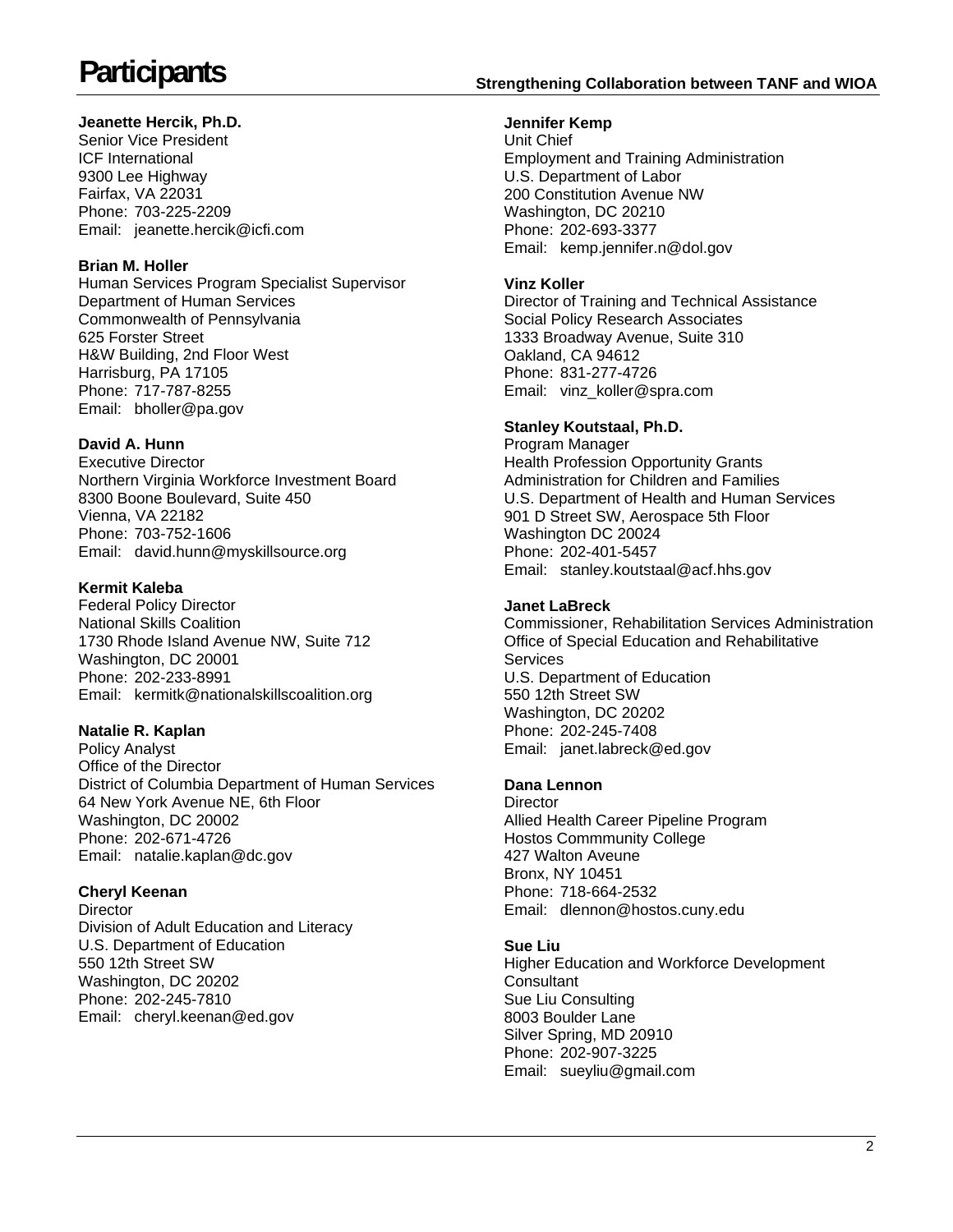# Participants

**Jeanette Hercik, Ph.D.**
Senior Vice President
ICF International
9300 Lee Highway
Fairfax, VA 22031
Phone: 703-225-2209
Email: jeanette.hercik@icfi.com

**Brian M. Holler**
Human Services Program Specialist Supervisor
Department of Human Services
Commonwealth of Pennsylvania
625 Forster Street
H&W Building, 2nd Floor West
Harrisburg, PA 17105
Phone: 717-787-8255
Email: bholler@pa.gov

**David A. Hunn**
Executive Director
Northern Virginia Workforce Investment Board
8300 Boone Boulevard, Suite 450
Vienna, VA 22182
Phone: 703-752-1606
Email: david.hunn@myskillsource.org

**Kermit Kaleba**
Federal Policy Director
National Skills Coalition
1730 Rhode Island Avenue NW, Suite 712
Washington, DC 20001
Phone: 202-233-8991
Email: kermitk@nationalskillscoalition.org

**Natalie R. Kaplan**
Policy Analyst
Office of the Director
District of Columbia Department of Human Services
64 New York Avenue NE, 6th Floor
Washington, DC 20002
Phone: 202-671-4726
Email: natalie.kaplan@dc.gov

**Cheryl Keenan**
Director
Division of Adult Education and Literacy
U.S. Department of Education
550 12th Street SW
Washington, DC 20202
Phone: 202-245-7810
Email: cheryl.keenan@ed.gov

**Jennifer Kemp**
Unit Chief
Employment and Training Administration
U.S. Department of Labor
200 Constitution Avenue NW
Washington, DC 20210
Phone: 202-693-3377
Email: kemp.jennifer.n@dol.gov

**Vinz Koller**
Director of Training and Technical Assistance
Social Policy Research Associates
1333 Broadway Avenue, Suite 310
Oakland, CA 94612
Phone: 831-277-4726
Email: vinz_koller@spra.com

**Stanley Koutstaal, Ph.D.**
Program Manager
Health Profession Opportunity Grants
Administration for Children and Families
U.S. Department of Health and Human Services
901 D Street SW, Aerospace 5th Floor
Washington DC 20024
Phone: 202-401-5457
Email: stanley.koutstaal@acf.hhs.gov

**Janet LaBreck**
Commissioner, Rehabilitation Services Administration
Office of Special Education and Rehabilitative Services
U.S. Department of Education
550 12th Street SW
Washington, DC 20202
Phone: 202-245-7408
Email: janet.labreck@ed.gov

**Dana Lennon**
Director
Allied Health Career Pipeline Program
Hostos Commmunity College
427 Walton Aveune
Bronx, NY 10451
Phone: 718-664-2532
Email: dlennon@hostos.cuny.edu

**Sue Liu**
Higher Education and Workforce Development Consultant
Sue Liu Consulting
8003 Boulder Lane
Silver Spring, MD 20910
Phone: 202-907-3225
Email: sueyliu@gmail.com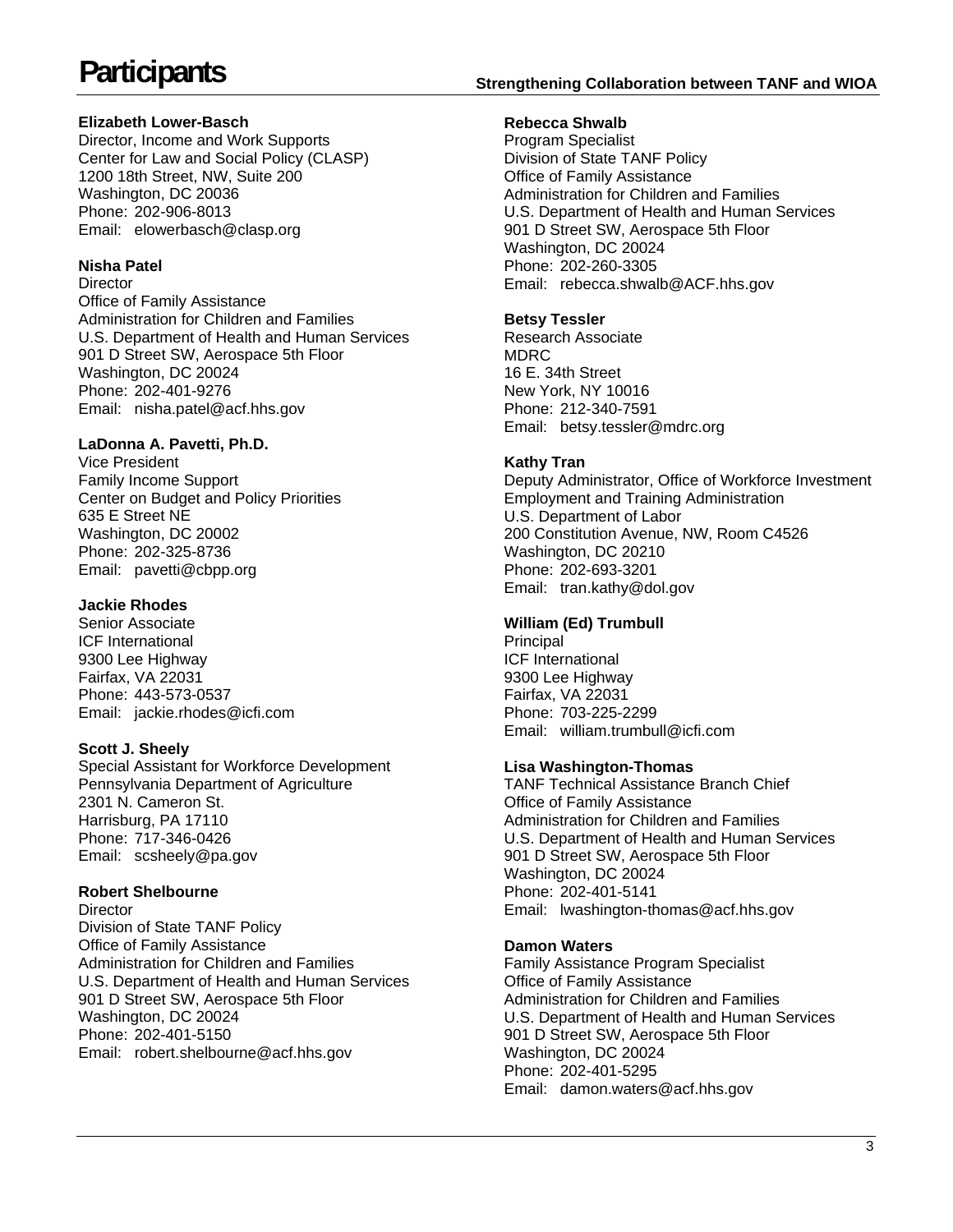# Participants

**Elizabeth Lower-Basch**
Director, Income and Work Supports
Center for Law and Social Policy (CLASP)
1200 18th Street, NW, Suite 200
Washington, DC 20036
Phone: 202-906-8013
Email: elowerbasch@clasp.org

**Nisha Patel**
Director
Office of Family Assistance
Administration for Children and Families
U.S. Department of Health and Human Services
901 D Street SW, Aerospace 5th Floor
Washington, DC 20024
Phone: 202-401-9276
Email: nisha.patel@acf.hhs.gov

**LaDonna A. Pavetti, Ph.D.**
Vice President
Family Income Support
Center on Budget and Policy Priorities
635 E Street NE
Washington, DC 20002
Phone: 202-325-8736
Email: pavetti@cbpp.org

**Jackie Rhodes**
Senior Associate
ICF International
9300 Lee Highway
Fairfax, VA 22031
Phone: 443-573-0537
Email: jackie.rhodes@icfi.com

**Scott J. Sheely**
Special Assistant for Workforce Development
Pennsylvania Department of Agriculture
2301 N. Cameron St.
Harrisburg, PA 17110
Phone: 717-346-0426
Email: scsheely@pa.gov

**Robert Shelbourne**
Director
Division of State TANF Policy
Office of Family Assistance
Administration for Children and Families
U.S. Department of Health and Human Services
901 D Street SW, Aerospace 5th Floor
Washington, DC 20024
Phone: 202-401-5150
Email: robert.shelbourne@acf.hhs.gov

**Rebecca Shwalb**
Program Specialist
Division of State TANF Policy
Office of Family Assistance
Administration for Children and Families
U.S. Department of Health and Human Services
901 D Street SW, Aerospace 5th Floor
Washington, DC 20024
Phone: 202-260-3305
Email: rebecca.shwalb@ACF.hhs.gov

**Betsy Tessler**
Research Associate
MDRC
16 E. 34th Street
New York, NY 10016
Phone: 212-340-7591
Email: betsy.tessler@mdrc.org

**Kathy Tran**
Deputy Administrator, Office of Workforce Investment
Employment and Training Administration
U.S. Department of Labor
200 Constitution Avenue, NW, Room C4526
Washington, DC 20210
Phone: 202-693-3201
Email: tran.kathy@dol.gov

**William (Ed) Trumbull**
Principal
ICF International
9300 Lee Highway
Fairfax, VA 22031
Phone: 703-225-2299
Email: william.trumbull@icfi.com

**Lisa Washington-Thomas**
TANF Technical Assistance Branch Chief
Office of Family Assistance
Administration for Children and Families
U.S. Department of Health and Human Services
901 D Street SW, Aerospace 5th Floor
Washington, DC 20024
Phone: 202-401-5141
Email: lwashington-thomas@acf.hhs.gov

**Damon Waters**
Family Assistance Program Specialist
Office of Family Assistance
Administration for Children and Families
U.S. Department of Health and Human Services
901 D Street SW, Aerospace 5th Floor
Washington, DC 20024
Phone: 202-401-5295
Email: damon.waters@acf.hhs.gov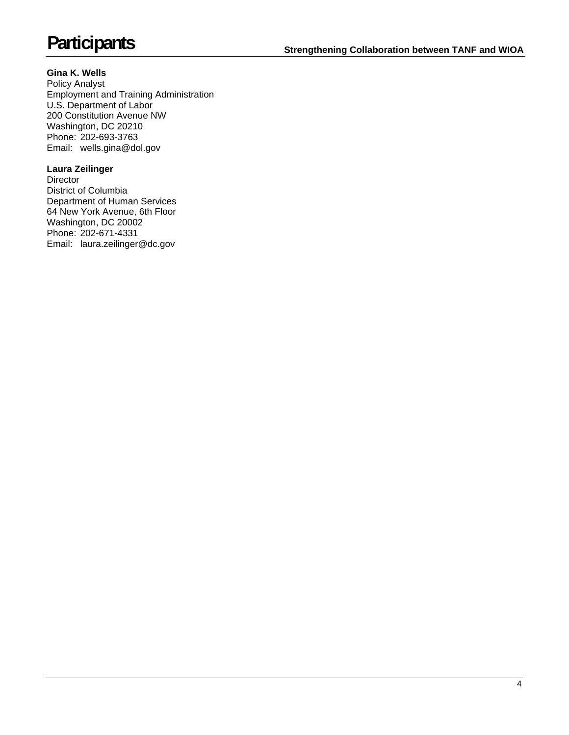# Participants

**Gina K. Wells**
Policy Analyst
Employment and Training Administration
U.S. Department of Labor
200 Constitution Avenue NW
Washington, DC 20210
Phone: 202-693-3763
Email: wells.gina@dol.gov

**Laura Zeilinger**
Director
District of Columbia
Department of Human Services
64 New York Avenue, 6th Floor
Washington, DC 20002
Phone: 202-671-4331
Email: laura.zeilinger@dc.gov